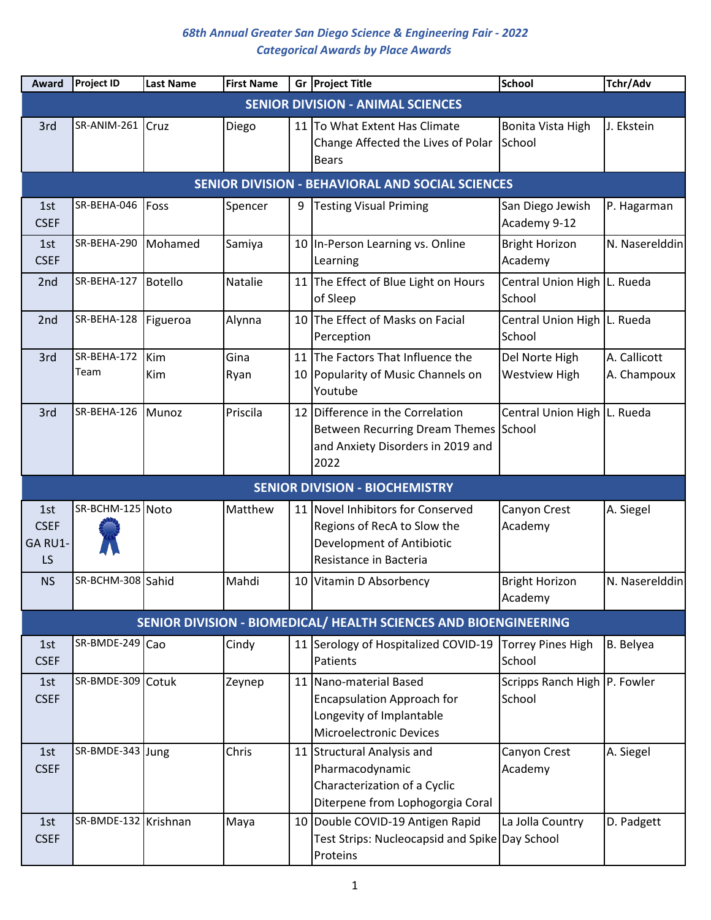*68th Annual Greater San Diego Science & Engineering Fair - 2022*

*Categorical Awards by Place Awards*

| Award | Project ID | Last Name | First Name | Gr | Project Title | School | Tchr/Adv |
|---|---|---|---|---|---|---|---|
| **SENIOR DIVISION - ANIMAL SCIENCES** | | | | | | | |
| 3rd | SR-ANIM-261 | Cruz | Diego | 11 | To What Extent Has Climate Change Affected the Lives of Polar Bears | Bonita Vista High School | J. Ekstein |
| **SENIOR DIVISION - BEHAVIORAL AND SOCIAL SCIENCES** | | | | | | | |
| 1st CSEF | SR-BEHA-046 | Foss | Spencer | 9 | Testing Visual Priming | San Diego Jewish Academy 9-12 | P. Hagarman |
| 1st CSEF | SR-BEHA-290 | Mohamed | Samiya | 10 | In-Person Learning vs. Online Learning | Bright Horizon Academy | N. Naserelddin |
| 2nd | SR-BEHA-127 | Botello | Natalie | 11 | The Effect of Blue Light on Hours of Sleep | Central Union High School | L. Rueda |
| 2nd | SR-BEHA-128 | Figueroa | Alynna | 10 | The Effect of Masks on Facial Perception | Central Union High School | L. Rueda |
| 3rd | SR-BEHA-172 Team | Kim<br>Kim | Gina<br>Ryan | 11<br>10 | The Factors That Influence the Popularity of Music Channels on Youtube | Del Norte High<br>Westview High | A. Callicott<br>A. Champoux |
| 3rd | SR-BEHA-126 | Munoz | Priscila | 12 | Difference in the Correlation Between Recurring Dream Themes and Anxiety Disorders in 2019 and 2022 | Central Union High School | L. Rueda |
| **SENIOR DIVISION - BIOCHEMISTRY** | | | | | | | |
| 1st CSEF GA RU1-LS | SR-BCHM-125 | Noto | Matthew | 11 | Novel Inhibitors for Conserved Regions of RecA to Slow the Development of Antibiotic Resistance in Bacteria | Canyon Crest Academy | A. Siegel |
| NS | SR-BCHM-308 | Sahid | Mahdi | 10 | Vitamin D Absorbency | Bright Horizon Academy | N. Naserelddin |
| **SENIOR DIVISION - BIOMEDICAL/ HEALTH SCIENCES AND BIOENGINEERING** | | | | | | | |
| 1st CSEF | SR-BMDE-249 | Cao | Cindy | 11 | Serology of Hospitalized COVID-19 Patients | Torrey Pines High School | B. Belyea |
| 1st CSEF | SR-BMDE-309 | Cotuk | Zeynep | 11 | Nano-material Based Encapsulation Approach for Longevity of Implantable Microelectronic Devices | Scripps Ranch High School | P. Fowler |
| 1st CSEF | SR-BMDE-343 | Jung | Chris | 11 | Structural Analysis and Pharmacodynamic Characterization of a Cyclic Diterpene from Lophogorgia Coral | Canyon Crest Academy | A. Siegel |
| 1st CSEF | SR-BMDE-132 | Krishnan | Maya | 10 | Double COVID-19 Antigen Rapid Test Strips: Nucleocapsid and Spike Proteins | La Jolla Country Day School | D. Padgett |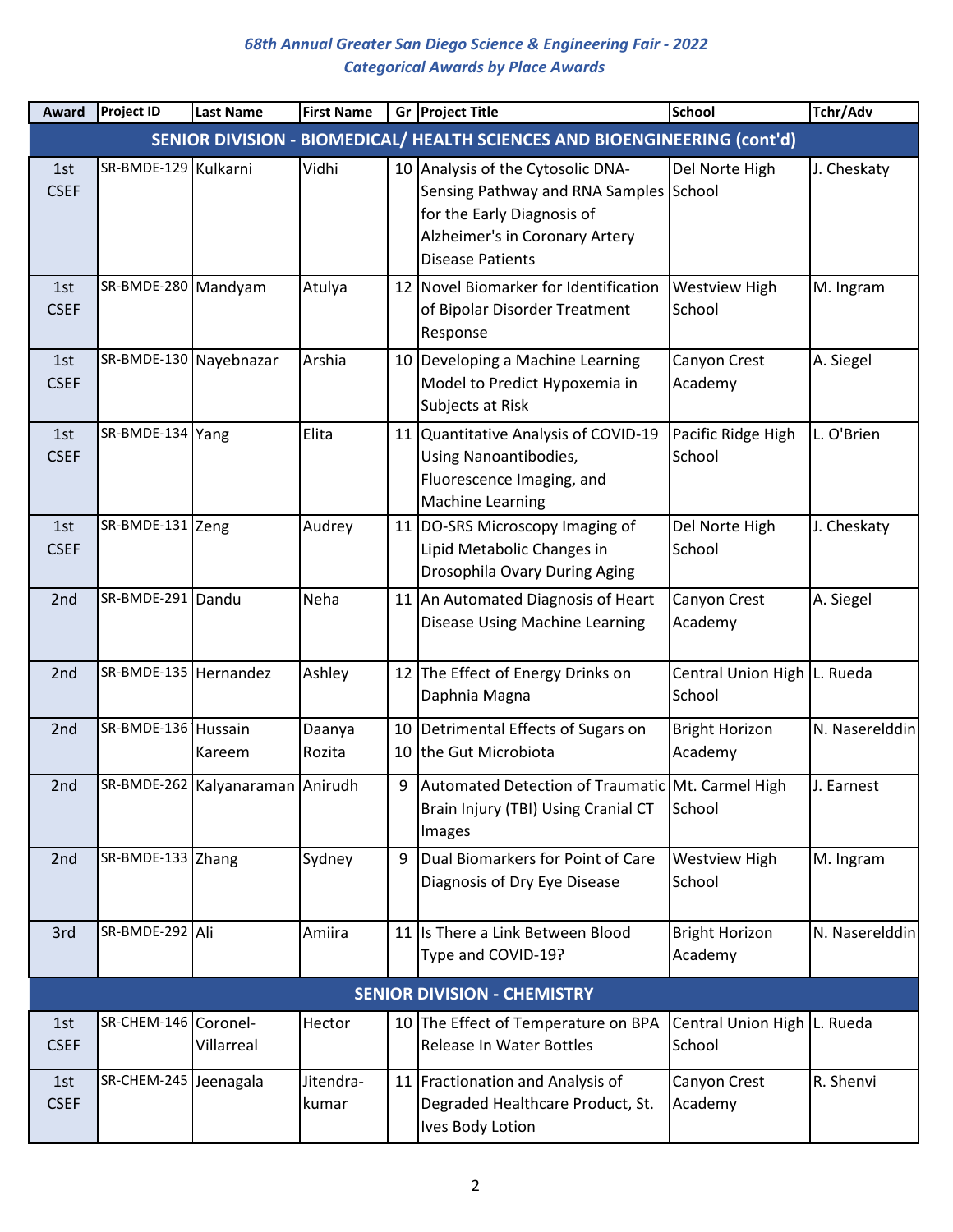*68th Annual Greater San Diego Science & Engineering Fair - 2022*
*Categorical Awards by Place Awards*

| Award | Project ID | Last Name | First Name | Gr | Project Title | School | Tchr/Adv |
|---|---|---|---|---|---|---|---|
| **SENIOR DIVISION - BIOMEDICAL/ HEALTH SCIENCES AND BIOENGINEERING (cont'd)** | | | | | | | |
| 1st CSEF | SR-BMDE-129 | Kulkarni | Vidhi | 10 | Analysis of the Cytosolic DNA-Sensing Pathway and RNA Samples for the Early Diagnosis of Alzheimer's in Coronary Artery Disease Patients | Del Norte High School | J. Cheskaty |
| 1st CSEF | SR-BMDE-280 | Mandyam | Atulya | 12 | Novel Biomarker for Identification of Bipolar Disorder Treatment Response | Westview High School | M. Ingram |
| 1st CSEF | SR-BMDE-130 | Nayebnazar | Arshia | 10 | Developing a Machine Learning Model to Predict Hypoxemia in Subjects at Risk | Canyon Crest Academy | A. Siegel |
| 1st CSEF | SR-BMDE-134 | Yang | Elita | 11 | Quantitative Analysis of COVID-19 Using Nanoantibodies, Fluorescence Imaging, and Machine Learning | Pacific Ridge High School | L. O'Brien |
| 1st CSEF | SR-BMDE-131 | Zeng | Audrey | 11 | DO-SRS Microscopy Imaging of Lipid Metabolic Changes in Drosophila Ovary During Aging | Del Norte High School | J. Cheskaty |
| 2nd | SR-BMDE-291 | Dandu | Neha | 11 | An Automated Diagnosis of Heart Disease Using Machine Learning | Canyon Crest Academy | A. Siegel |
| 2nd | SR-BMDE-135 | Hernandez | Ashley | 12 | The Effect of Energy Drinks on Daphnia Magna | Central Union High School | L. Rueda |
| 2nd | SR-BMDE-136 | Hussain<br>Kareem | Daanya<br>Rozita | 10<br>10 | Detrimental Effects of Sugars on the Gut Microbiota | Bright Horizon Academy | N. Naserelddin |
| 2nd | SR-BMDE-262 | Kalyanaraman | Anirudh | 9 | Automated Detection of Traumatic Brain Injury (TBI) Using Cranial CT Images | Mt. Carmel High School | J. Earnest |
| 2nd | SR-BMDE-133 | Zhang | Sydney | 9 | Dual Biomarkers for Point of Care Diagnosis of Dry Eye Disease | Westview High School | M. Ingram |
| 3rd | SR-BMDE-292 | Ali | Amiira | 11 | Is There a Link Between Blood Type and COVID-19? | Bright Horizon Academy | N. Naserelddin |
| **SENIOR DIVISION - CHEMISTRY** | | | | | | | |
| 1st CSEF | SR-CHEM-146 | Coronel-Villarreal | Hector | 10 | The Effect of Temperature on BPA Release In Water Bottles | Central Union High School | L. Rueda |
| 1st CSEF | SR-CHEM-245 | Jeenagala | Jitendra-kumar | 11 | Fractionation and Analysis of Degraded Healthcare Product, St. Ives Body Lotion | Canyon Crest Academy | R. Shenvi |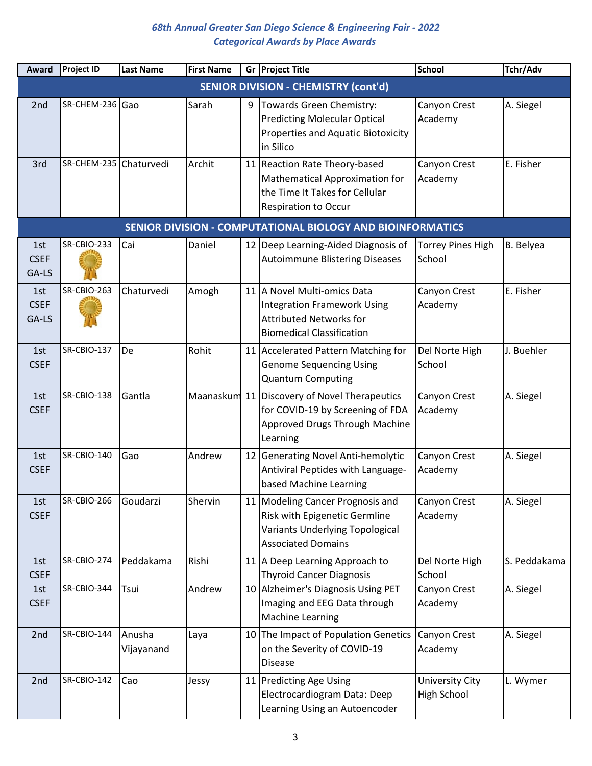*68th Annual Greater San Diego Science & Engineering Fair - 2022*
*Categorical Awards by Place Awards*

| Award | Project ID | Last Name | First Name | Gr | Project Title | School | Tchr/Adv |
|---|---|---|---|---|---|---|---|
| **SENIOR DIVISION - CHEMISTRY (cont'd)** | | | | | | | |
| 2nd | SR-CHEM-236 | Gao | Sarah | 9 | Towards Green Chemistry: Predicting Molecular Optical Properties and Aquatic Biotoxicity in Silico | Canyon Crest Academy | A. Siegel |
| 3rd | SR-CHEM-235 | Chaturvedi | Archit | 11 | Reaction Rate Theory-based Mathematical Approximation for the Time It Takes for Cellular Respiration to Occur | Canyon Crest Academy | E. Fisher |
| **SENIOR DIVISION - COMPUTATIONAL BIOLOGY AND BIOINFORMATICS** | | | | | | | |
| 1st CSEF GA-LS | SR-CBIO-233 | Cai | Daniel | 12 | Deep Learning-Aided Diagnosis of Autoimmune Blistering Diseases | Torrey Pines High School | B. Belyea |
| 1st CSEF GA-LS | SR-CBIO-263 | Chaturvedi | Amogh | 11 | A Novel Multi-omics Data Integration Framework Using Attributed Networks for Biomedical Classification | Canyon Crest Academy | E. Fisher |
| 1st CSEF | SR-CBIO-137 | De | Rohit | 11 | Accelerated Pattern Matching for Genome Sequencing Using Quantum Computing | Del Norte High School | J. Buehler |
| 1st CSEF | SR-CBIO-138 | Gantla | Maanaskum | 11 | Discovery of Novel Therapeutics for COVID-19 by Screening of FDA Approved Drugs Through Machine Learning | Canyon Crest Academy | A. Siegel |
| 1st CSEF | SR-CBIO-140 | Gao | Andrew | 12 | Generating Novel Anti-hemolytic Antiviral Peptides with Language-based Machine Learning | Canyon Crest Academy | A. Siegel |
| 1st CSEF | SR-CBIO-266 | Goudarzi | Shervin | 11 | Modeling Cancer Prognosis and Risk with Epigenetic Germline Variants Underlying Topological Associated Domains | Canyon Crest Academy | A. Siegel |
| 1st CSEF | SR-CBIO-274 | Peddakama | Rishi | 11 | A Deep Learning Approach to Thyroid Cancer Diagnosis | Del Norte High School | S. Peddakama |
| 1st CSEF | SR-CBIO-344 | Tsui | Andrew | 10 | Alzheimer's Diagnosis Using PET Imaging and EEG Data through Machine Learning | Canyon Crest Academy | A. Siegel |
| 2nd | SR-CBIO-144 | Anusha Vijayanand | Laya | 10 | The Impact of Population Genetics on the Severity of COVID-19 Disease | Canyon Crest Academy | A. Siegel |
| 2nd | SR-CBIO-142 | Cao | Jessy | 11 | Predicting Age Using Electrocardiogram Data: Deep Learning Using an Autoencoder | University City High School | L. Wymer |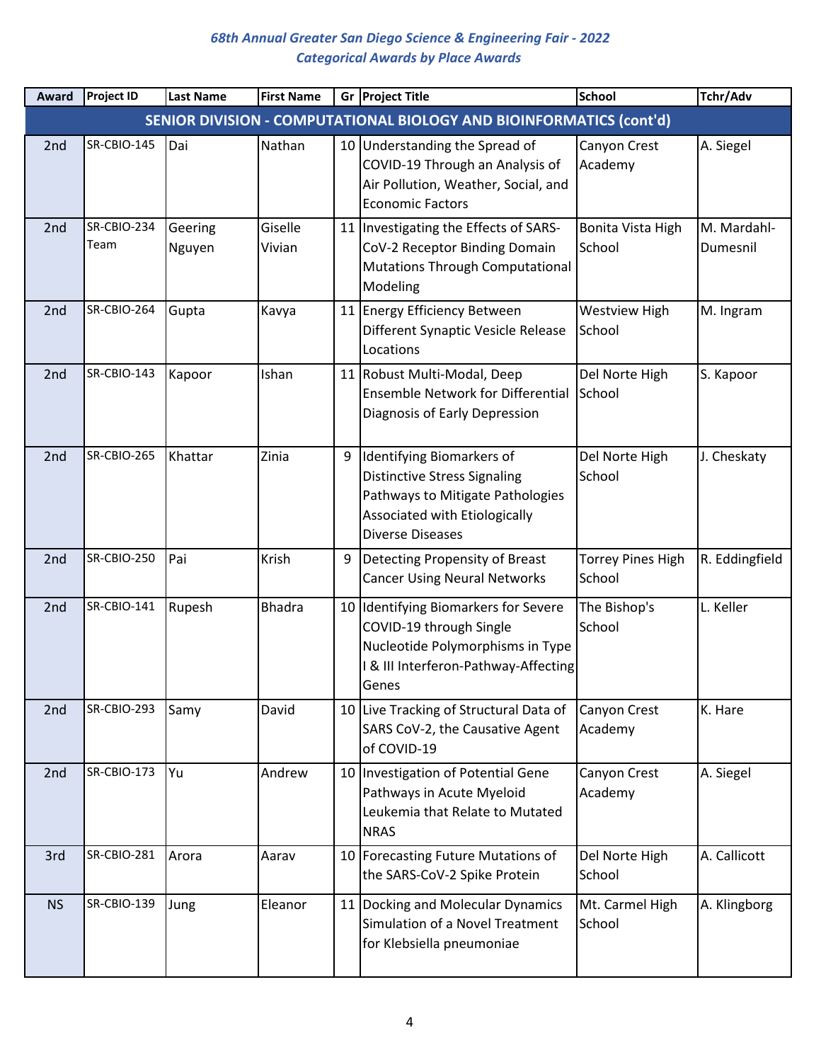*68th Annual Greater San Diego Science & Engineering Fair - 2022*

*Categorical Awards by Place Awards*

| Award | Project ID | Last Name | First Name | Gr | Project Title | School | Tchr/Adv |
|---|---|---|---|---|---|---|---|
| **SENIOR DIVISION - COMPUTATIONAL BIOLOGY AND BIOINFORMATICS (cont'd)** | | | | | | | |
| 2nd | SR-CBIO-145 | Dai | Nathan | 10 | Understanding the Spread of COVID-19 Through an Analysis of Air Pollution, Weather, Social, and Economic Factors | Canyon Crest Academy | A. Siegel |
| 2nd | SR-CBIO-234 Team | Geering Nguyen | Giselle Vivian | 11 | Investigating the Effects of SARS-CoV-2 Receptor Binding Domain Mutations Through Computational Modeling | Bonita Vista High School | M. Mardahl-Dumesnil |
| 2nd | SR-CBIO-264 | Gupta | Kavya | 11 | Energy Efficiency Between Different Synaptic Vesicle Release Locations | Westview High School | M. Ingram |
| 2nd | SR-CBIO-143 | Kapoor | Ishan | 11 | Robust Multi-Modal, Deep Ensemble Network for Differential Diagnosis of Early Depression | Del Norte High School | S. Kapoor |
| 2nd | SR-CBIO-265 | Khattar | Zinia | 9 | Identifying Biomarkers of Distinctive Stress Signaling Pathways to Mitigate Pathologies Associated with Etiologically Diverse Diseases | Del Norte High School | J. Cheskaty |
| 2nd | SR-CBIO-250 | Pai | Krish | 9 | Detecting Propensity of Breast Cancer Using Neural Networks | Torrey Pines High School | R. Eddingfield |
| 2nd | SR-CBIO-141 | Rupesh | Bhadra | 10 | Identifying Biomarkers for Severe COVID-19 through Single Nucleotide Polymorphisms in Type I & III Interferon-Pathway-Affecting Genes | The Bishop's School | L. Keller |
| 2nd | SR-CBIO-293 | Samy | David | 10 | Live Tracking of Structural Data of SARS CoV-2, the Causative Agent of COVID-19 | Canyon Crest Academy | K. Hare |
| 2nd | SR-CBIO-173 | Yu | Andrew | 10 | Investigation of Potential Gene Pathways in Acute Myeloid Leukemia that Relate to Mutated NRAS | Canyon Crest Academy | A. Siegel |
| 3rd | SR-CBIO-281 | Arora | Aarav | 10 | Forecasting Future Mutations of the SARS-CoV-2 Spike Protein | Del Norte High School | A. Callicott |
| NS | SR-CBIO-139 | Jung | Eleanor | 11 | Docking and Molecular Dynamics Simulation of a Novel Treatment for Klebsiella pneumoniae | Mt. Carmel High School | A. Klingborg |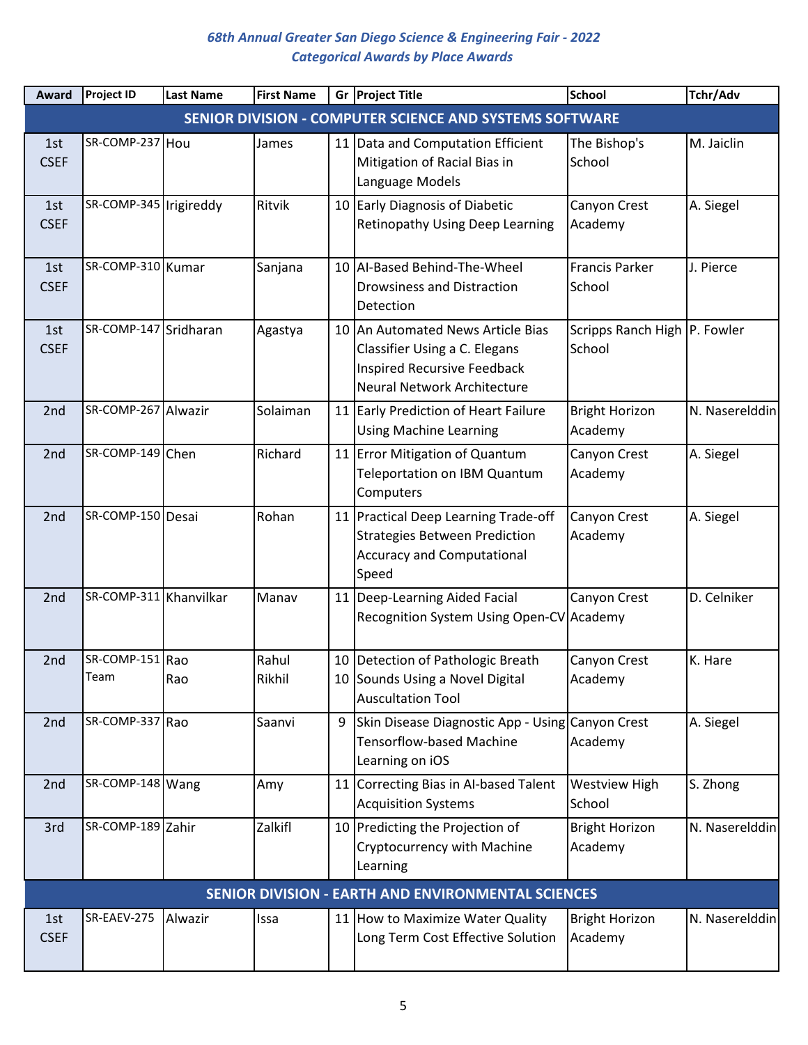*68th Annual Greater San Diego Science & Engineering Fair - 2022*
*Categorical Awards by Place Awards*

| Award | Project ID | Last Name | First Name | Gr | Project Title | School | Tchr/Adv |
|---|---|---|---|---|---|---|---|
| **SENIOR DIVISION - COMPUTER SCIENCE AND SYSTEMS SOFTWARE** | | | | | | | |
| 1st CSEF | SR-COMP-237 | Hou | James | 11 | Data and Computation Efficient Mitigation of Racial Bias in Language Models | The Bishop's School | M. Jaiclin |
| 1st CSEF | SR-COMP-345 | Irigireddy | Ritvik | 10 | Early Diagnosis of Diabetic Retinopathy Using Deep Learning | Canyon Crest Academy | A. Siegel |
| 1st CSEF | SR-COMP-310 | Kumar | Sanjana | 10 | AI-Based Behind-The-Wheel Drowsiness and Distraction Detection | Francis Parker School | J. Pierce |
| 1st CSEF | SR-COMP-147 | Sridharan | Agastya | 10 | An Automated News Article Bias Classifier Using a C. Elegans Inspired Recursive Feedback Neural Network Architecture | Scripps Ranch High School | P. Fowler |
| 2nd | SR-COMP-267 | Alwazir | Solaiman | 11 | Early Prediction of Heart Failure Using Machine Learning | Bright Horizon Academy | N. Naserelddin |
| 2nd | SR-COMP-149 | Chen | Richard | 11 | Error Mitigation of Quantum Teleportation on IBM Quantum Computers | Canyon Crest Academy | A. Siegel |
| 2nd | SR-COMP-150 | Desai | Rohan | 11 | Practical Deep Learning Trade-off Strategies Between Prediction Accuracy and Computational Speed | Canyon Crest Academy | A. Siegel |
| 2nd | SR-COMP-311 | Khanvilkar | Manav | 11 | Deep-Learning Aided Facial Recognition System Using Open-CV | Canyon Crest Academy | D. Celniker |
| 2nd | SR-COMP-151 Team | Rao<br>Rao | Rahul<br>Rikhil | 10<br>10 | Detection of Pathologic Breath Sounds Using a Novel Digital Auscultation Tool | Canyon Crest Academy | K. Hare |
| 2nd | SR-COMP-337 | Rao | Saanvi | 9 | Skin Disease Diagnostic App - Using Tensorflow-based Machine Learning on iOS | Canyon Crest Academy | A. Siegel |
| 2nd | SR-COMP-148 | Wang | Amy | 11 | Correcting Bias in AI-based Talent Acquisition Systems | Westview High School | S. Zhong |
| 3rd | SR-COMP-189 | Zahir | Zalkifl | 10 | Predicting the Projection of Cryptocurrency with Machine Learning | Bright Horizon Academy | N. Naserelddin |
| **SENIOR DIVISION - EARTH AND ENVIRONMENTAL SCIENCES** | | | | | | | |
| 1st CSEF | SR-EAEV-275 | Alwazir | Issa | 11 | How to Maximize Water Quality Long Term Cost Effective Solution | Bright Horizon Academy | N. Naserelddin |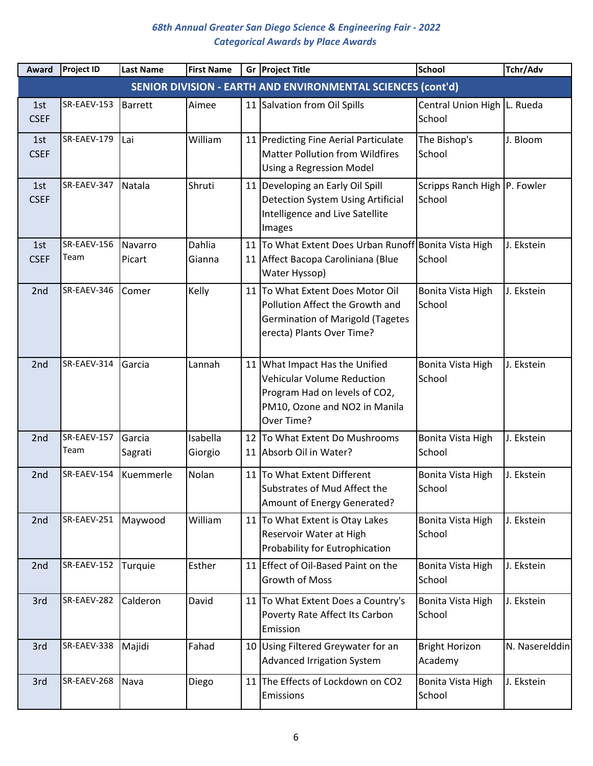*68th Annual Greater San Diego Science & Engineering Fair - 2022*
*Categorical Awards by Place Awards*

| Award | Project ID | Last Name | First Name | Gr | Project Title | School | Tchr/Adv |
|---|---|---|---|---|---|---|---|
| **SENIOR DIVISION - EARTH AND ENVIRONMENTAL SCIENCES (cont'd)** | | | | | | | |
| 1st CSEF | SR-EAEV-153 | Barrett | Aimee | 11 | Salvation from Oil Spills | Central Union High School | L. Rueda |
| 1st CSEF | SR-EAEV-179 | Lai | William | 11 | Predicting Fine Aerial Particulate Matter Pollution from Wildfires Using a Regression Model | The Bishop's School | J. Bloom |
| 1st CSEF | SR-EAEV-347 | Natala | Shruti | 11 | Developing an Early Oil Spill Detection System Using Artificial Intelligence and Live Satellite Images | Scripps Ranch High School | P. Fowler |
| 1st CSEF | SR-EAEV-156 Team | Navarro<br>Picart | Dahlia<br>Gianna | 11<br>11 | To What Extent Does Urban Runoff Affect Bacopa Caroliniana (Blue Water Hyssop) | Bonita Vista High School | J. Ekstein |
| 2nd | SR-EAEV-346 | Comer | Kelly | 11 | To What Extent Does Motor Oil Pollution Affect the Growth and Germination of Marigold (Tagetes erecta) Plants Over Time? | Bonita Vista High School | J. Ekstein |
| 2nd | SR-EAEV-314 | Garcia | Lannah | 11 | What Impact Has the Unified Vehicular Volume Reduction Program Had on levels of $CO_2$, PM10, Ozone and $NO_2$ in Manila Over Time? | Bonita Vista High School | J. Ekstein |
| 2nd | SR-EAEV-157 Team | Garcia<br>Sagrati | Isabella<br>Giorgio | 12<br>11 | To What Extent Do Mushrooms Absorb Oil in Water? | Bonita Vista High School | J. Ekstein |
| 2nd | SR-EAEV-154 | Kuemmerle | Nolan | 11 | To What Extent Different Substrates of Mud Affect the Amount of Energy Generated? | Bonita Vista High School | J. Ekstein |
| 2nd | SR-EAEV-251 | Maywood | William | 11 | To What Extent is Otay Lakes Reservoir Water at High Probability for Eutrophication | Bonita Vista High School | J. Ekstein |
| 2nd | SR-EAEV-152 | Turquie | Esther | 11 | Effect of Oil-Based Paint on the Growth of Moss | Bonita Vista High School | J. Ekstein |
| 3rd | SR-EAEV-282 | Calderon | David | 11 | To What Extent Does a Country's Poverty Rate Affect Its Carbon Emission | Bonita Vista High School | J. Ekstein |
| 3rd | SR-EAEV-338 | Majidi | Fahad | 10 | Using Filtered Greywater for an Advanced Irrigation System | Bright Horizon Academy | N. Naserelddin |
| 3rd | SR-EAEV-268 | Nava | Diego | 11 | The Effects of Lockdown on $CO_2$ Emissions | Bonita Vista High School | J. Ekstein |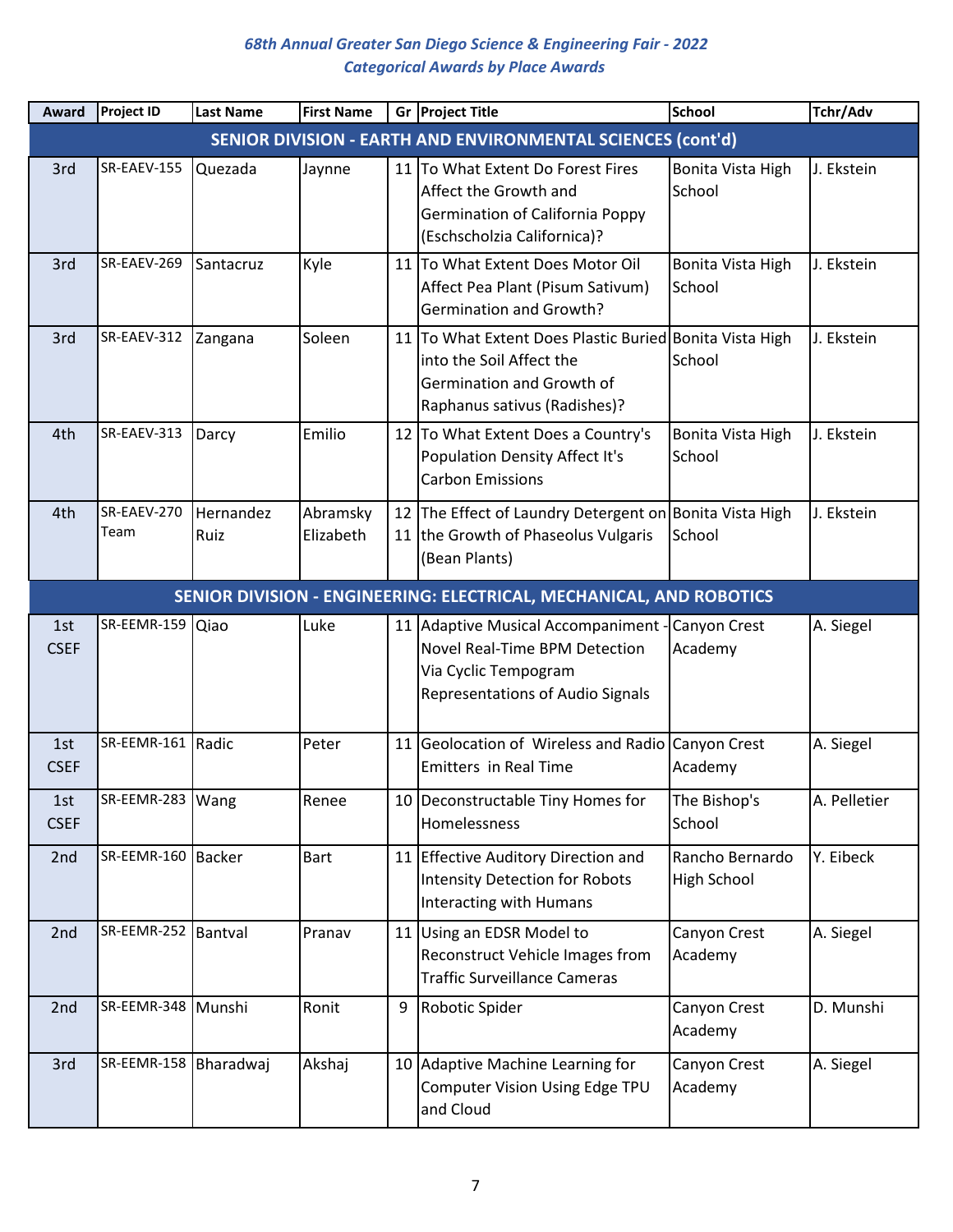*68th Annual Greater San Diego Science & Engineering Fair - 2022*
*Categorical Awards by Place Awards*

| Award | Project ID | Last Name | First Name | Gr | Project Title | School | Tchr/Adv |
|---|---|---|---|---|---|---|---|
| **SENIOR DIVISION - EARTH AND ENVIRONMENTAL SCIENCES (cont'd)** | | | | | | | |
| 3rd | SR-EAEV-155 | Quezada | Jaynne | 11 | To What Extent Do Forest Fires Affect the Growth and Germination of California Poppy (Eschscholzia Californica)? | Bonita Vista High School | J. Ekstein |
| 3rd | SR-EAEV-269 | Santacruz | Kyle | 11 | To What Extent Does Motor Oil Affect Pea Plant (Pisum Sativum) Germination and Growth? | Bonita Vista High School | J. Ekstein |
| 3rd | SR-EAEV-312 | Zangana | Soleen | 11 | To What Extent Does Plastic Buried into the Soil Affect the Germination and Growth of Raphanus sativus (Radishes)? | Bonita Vista High School | J. Ekstein |
| 4th | SR-EAEV-313 | Darcy | Emilio | 12 | To What Extent Does a Country's Population Density Affect It's Carbon Emissions | Bonita Vista High School | J. Ekstein |
| 4th | SR-EAEV-270 Team | Hernandez<br>Ruiz | Abramsky<br>Elizabeth | 12<br>11 | The Effect of Laundry Detergent on the Growth of Phaseolus Vulgaris (Bean Plants) | Bonita Vista High School | J. Ekstein |
| **SENIOR DIVISION - ENGINEERING: ELECTRICAL, MECHANICAL, AND ROBOTICS** | | | | | | | |
| 1st CSEF | SR-EEMR-159 | Qiao | Luke | 11 | Adaptive Musical Accompaniment - Novel Real-Time BPM Detection Via Cyclic Tempogram Representations of Audio Signals | Canyon Crest Academy | A. Siegel |
| 1st CSEF | SR-EEMR-161 | Radic | Peter | 11 | Geolocation of Wireless and Radio Emitters in Real Time | Canyon Crest Academy | A. Siegel |
| 1st CSEF | SR-EEMR-283 | Wang | Renee | 10 | Deconstructable Tiny Homes for Homelessness | The Bishop's School | A. Pelletier |
| 2nd | SR-EEMR-160 | Backer | Bart | 11 | Effective Auditory Direction and Intensity Detection for Robots Interacting with Humans | Rancho Bernardo High School | Y. Eibeck |
| 2nd | SR-EEMR-252 | Bantval | Pranav | 11 | Using an EDSR Model to Reconstruct Vehicle Images from Traffic Surveillance Cameras | Canyon Crest Academy | A. Siegel |
| 2nd | SR-EEMR-348 | Munshi | Ronit | 9 | Robotic Spider | Canyon Crest Academy | D. Munshi |
| 3rd | SR-EEMR-158 | Bharadwaj | Akshaj | 10 | Adaptive Machine Learning for Computer Vision Using Edge TPU and Cloud | Canyon Crest Academy | A. Siegel |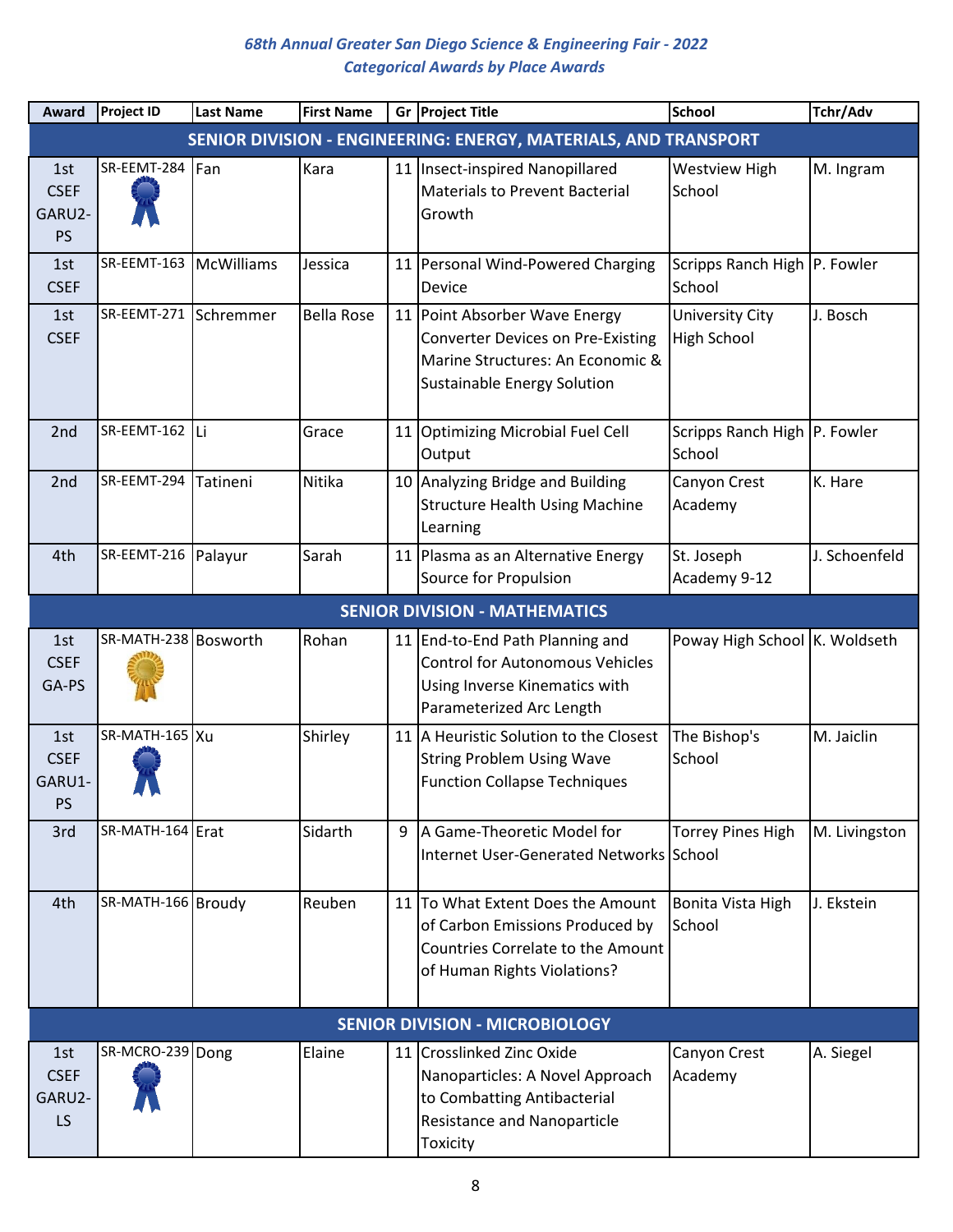*68th Annual Greater San Diego Science & Engineering Fair - 2022*
*Categorical Awards by Place Awards*

| Award | Project ID | Last Name | First Name | Gr | Project Title | School | Tchr/Adv |
|---|---|---|---|---|---|---|---|
| **SENIOR DIVISION - ENGINEERING: ENERGY, MATERIALS, AND TRANSPORT** | | | | | | | |
| 1st CSEF GARU2-PS | SR-EEMT-284 | Fan | Kara | 11 | Insect-inspired Nanopillared Materials to Prevent Bacterial Growth | Westview High School | M. Ingram |
| 1st CSEF | SR-EEMT-163 | McWilliams | Jessica | 11 | Personal Wind-Powered Charging Device | Scripps Ranch High School | P. Fowler |
| 1st CSEF | SR-EEMT-271 | Schremmer | Bella Rose | 11 | Point Absorber Wave Energy Converter Devices on Pre-Existing Marine Structures: An Economic & Sustainable Energy Solution | University City High School | J. Bosch |
| 2nd | SR-EEMT-162 | Li | Grace | 11 | Optimizing Microbial Fuel Cell Output | Scripps Ranch High School | P. Fowler |
| 2nd | SR-EEMT-294 | Tatineni | Nitika | 10 | Analyzing Bridge and Building Structure Health Using Machine Learning | Canyon Crest Academy | K. Hare |
| 4th | SR-EEMT-216 | Palayur | Sarah | 11 | Plasma as an Alternative Energy Source for Propulsion | St. Joseph Academy 9-12 | J. Schoenfeld |
| **SENIOR DIVISION - MATHEMATICS** | | | | | | | |
| 1st CSEF GA-PS | SR-MATH-238 | Bosworth | Rohan | 11 | End-to-End Path Planning and Control for Autonomous Vehicles Using Inverse Kinematics with Parameterized Arc Length | Poway High School | K. Woldseth |
| 1st CSEF GARU1-PS | SR-MATH-165 | Xu | Shirley | 11 | A Heuristic Solution to the Closest String Problem Using Wave Function Collapse Techniques | The Bishop's School | M. Jaiclin |
| 3rd | SR-MATH-164 | Erat | Sidarth | 9 | A Game-Theoretic Model for Internet User-Generated Networks | Torrey Pines High School | M. Livingston |
| 4th | SR-MATH-166 | Broudy | Reuben | 11 | To What Extent Does the Amount of Carbon Emissions Produced by Countries Correlate to the Amount of Human Rights Violations? | Bonita Vista High School | J. Ekstein |
| **SENIOR DIVISION - MICROBIOLOGY** | | | | | | | |
| 1st CSEF GARU2-LS | SR-MCRO-239 | Dong | Elaine | 11 | Crosslinked Zinc Oxide Nanoparticles: A Novel Approach to Combatting Antibacterial Resistance and Nanoparticle Toxicity | Canyon Crest Academy | A. Siegel |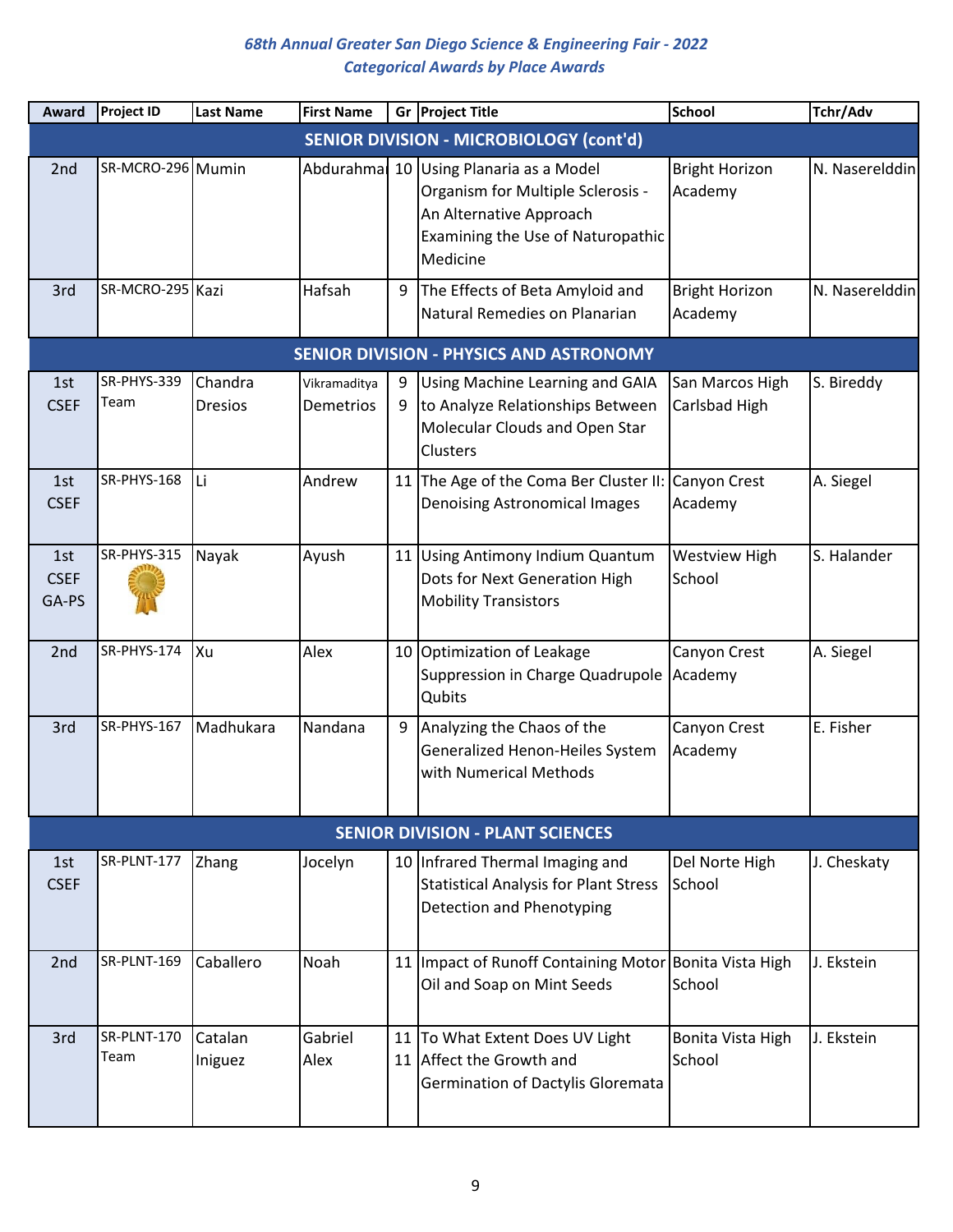*68th Annual Greater San Diego Science & Engineering Fair - 2022*
*Categorical Awards by Place Awards*

| Award | Project ID | Last Name | First Name | Gr | Project Title | School | Tchr/Adv |
|---|---|---|---|---|---|---|---|
| **SENIOR DIVISION - MICROBIOLOGY (cont'd)** | | | | | | | |
| 2nd | SR-MCRO-296 | Mumin | Abdurahman | 10 | Using Planaria as a Model Organism for Multiple Sclerosis - An Alternative Approach Examining the Use of Naturopathic Medicine | Bright Horizon Academy | N. Naserelddin |
| 3rd | SR-MCRO-295 | Kazi | Hafsah | 9 | The Effects of Beta Amyloid and Natural Remedies on Planarian | Bright Horizon Academy | N. Naserelddin |
| **SENIOR DIVISION - PHYSICS AND ASTRONOMY** | | | | | | | |
| 1st CSEF | SR-PHYS-339 Team | Chandra Dresios | Vikramaditya Demetrios | 9 9 | Using Machine Learning and GAIA to Analyze Relationships Between Molecular Clouds and Open Star Clusters | San Marcos High Carlsbad High | S. Bireddy |
| 1st CSEF | SR-PHYS-168 | Li | Andrew | 11 | The Age of the Coma Ber Cluster II: Denoising Astronomical Images | Canyon Crest Academy | A. Siegel |
| 1st CSEF GA-PS | SR-PHYS-315 | Nayak | Ayush | 11 | Using Antimony Indium Quantum Dots for Next Generation High Mobility Transistors | Westview High School | S. Halander |
| 2nd | SR-PHYS-174 | Xu | Alex | 10 | Optimization of Leakage Suppression in Charge Quadrupole Qubits | Canyon Crest Academy | A. Siegel |
| 3rd | SR-PHYS-167 | Madhukara | Nandana | 9 | Analyzing the Chaos of the Generalized Henon-Heiles System with Numerical Methods | Canyon Crest Academy | E. Fisher |
| **SENIOR DIVISION - PLANT SCIENCES** | | | | | | | |
| 1st CSEF | SR-PLNT-177 | Zhang | Jocelyn | 10 | Infrared Thermal Imaging and Statistical Analysis for Plant Stress Detection and Phenotyping | Del Norte High School | J. Cheskaty |
| 2nd | SR-PLNT-169 | Caballero | Noah | 11 | Impact of Runoff Containing Motor Oil and Soap on Mint Seeds | Bonita Vista High School | J. Ekstein |
| 3rd | SR-PLNT-170 Team | Catalan Iniguez | Gabriel Alex | 11 11 | To What Extent Does UV Light Affect the Growth and Germination of Dactylis Gloremata | Bonita Vista High School | J. Ekstein |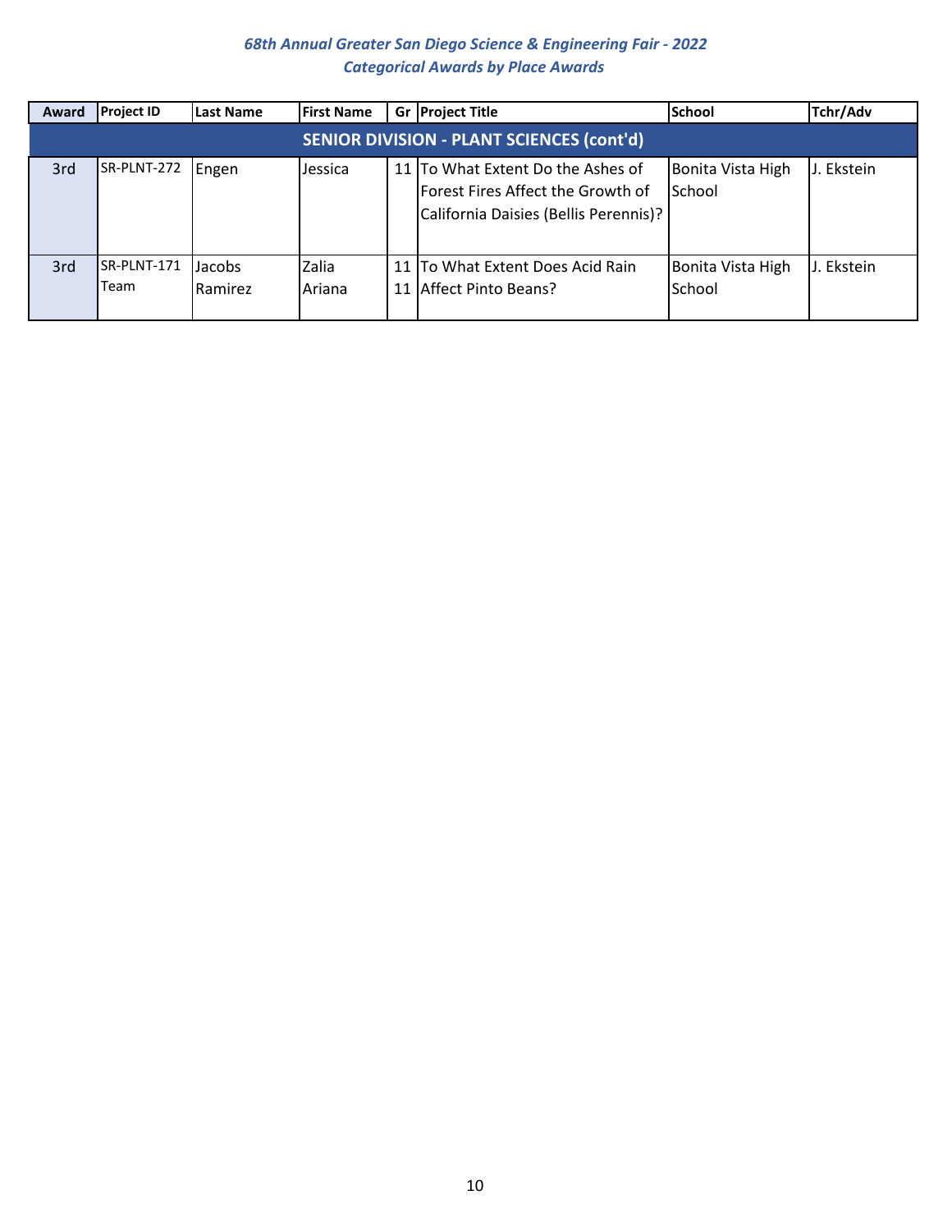*68th Annual Greater San Diego Science & Engineering Fair - 2022*
*Categorical Awards by Place Awards*

| Award | Project ID | Last Name | First Name | Gr | Project Title | School | Tchr/Adv |
|---|---|---|---|---|---|---|---|
| **SENIOR DIVISION - PLANT SCIENCES (cont'd)** | | | | | | | |
| 3rd | SR-PLNT-272 | Engen | Jessica | 11 | To What Extent Do the Ashes of Forest Fires Affect the Growth of California Daisies (Bellis Perennis)? | Bonita Vista High School | J. Ekstein |
| 3rd | SR-PLNT-171 Team | Jacobs<br>Ramirez | Zalia<br>Ariana | 11<br>11 | To What Extent Does Acid Rain Affect Pinto Beans? | Bonita Vista High School | J. Ekstein |